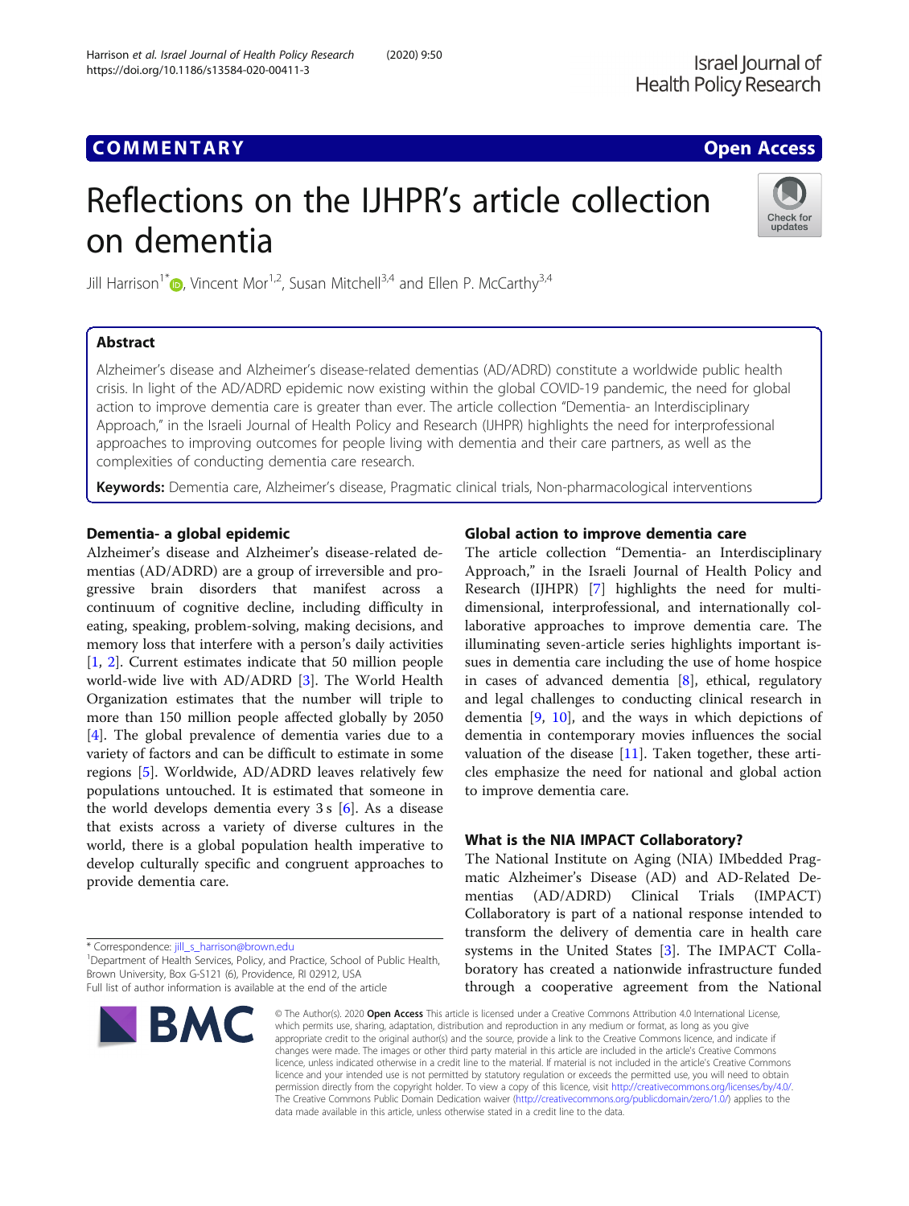COMMENTARY

Open Access

# Reflections on the IJHPR's article collection on dementia

Jill Harrison[1*], Vincent Mor[1,2], Susan Mitchell[3,4] and Ellen P. McCarthy[3,4]

## Abstract

Alzheimer's disease and Alzheimer's disease-related dementias (AD/ADRD) constitute a worldwide public health crisis. In light of the AD/ADRD epidemic now existing within the global COVID-19 pandemic, the need for global action to improve dementia care is greater than ever. The article collection "Dementia- an Interdisciplinary Approach," in the Israeli Journal of Health Policy and Research (IJHPR) highlights the need for interprofessional approaches to improving outcomes for people living with dementia and their care partners, as well as the complexities of conducting dementia care research.

**Keywords:** Dementia care, Alzheimer's disease, Pragmatic clinical trials, Non-pharmacological interventions

## Dementia- a global epidemic

Alzheimer's disease and Alzheimer's disease-related dementias (AD/ADRD) are a group of irreversible and progressive brain disorders that manifest across a continuum of cognitive decline, including difficulty in eating, speaking, problem-solving, making decisions, and memory loss that interfere with a person's daily activities [1, 2]. Current estimates indicate that 50 million people world-wide live with AD/ADRD [3]. The World Health Organization estimates that the number will triple to more than 150 million people affected globally by 2050 [4]. The global prevalence of dementia varies due to a variety of factors and can be difficult to estimate in some regions [5]. Worldwide, AD/ADRD leaves relatively few populations untouched. It is estimated that someone in the world develops dementia every 3 s [6]. As a disease that exists across a variety of diverse cultures in the world, there is a global population health imperative to develop culturally specific and congruent approaches to provide dementia care.

## Global action to improve dementia care

The article collection "Dementia- an Interdisciplinary Approach," in the Israeli Journal of Health Policy and Research (IJHPR) [7] highlights the need for multi-dimensional, interprofessional, and internationally collaborative approaches to improve dementia care. The illuminating seven-article series highlights important issues in dementia care including the use of home hospice in cases of advanced dementia [8], ethical, regulatory and legal challenges to conducting clinical research in dementia [9, 10], and the ways in which depictions of dementia in contemporary movies influences the social valuation of the disease [11]. Taken together, these articles emphasize the need for national and global action to improve dementia care.

## What is the NIA IMPACT Collaboratory?

The National Institute on Aging (NIA) IMbedded Pragmatic Alzheimer's Disease (AD) and AD-Related Dementias (AD/ADRD) Clinical Trials (IMPACT) Collaboratory is part of a national response intended to transform the delivery of dementia care in health care systems in the United States [3]. The IMPACT Collaboratory has created a nationwide infrastructure funded through a cooperative agreement from the National

* Correspondence: jill_s_harrison@brown.edu

[1]Department of Health Services, Policy, and Practice, School of Public Health, Brown University, Box G-S121 (6), Providence, RI 02912, USA

Full list of author information is available at the end of the article

© The Author(s). 2020 **Open Access** This article is licensed under a Creative Commons Attribution 4.0 International License, which permits use, sharing, adaptation, distribution and reproduction in any medium or format, as long as you give appropriate credit to the original author(s) and the source, provide a link to the Creative Commons licence, and indicate if changes were made. The images or other third party material in this article are included in the article's Creative Commons licence, unless indicated otherwise in a credit line to the material. If material is not included in the article's Creative Commons licence and your intended use is not permitted by statutory regulation or exceeds the permitted use, you will need to obtain permission directly from the copyright holder. To view a copy of this licence, visit http://creativecommons.org/licenses/by/4.0/. The Creative Commons Public Domain Dedication waiver (http://creativecommons.org/publicdomain/zero/1.0/) applies to the data made available in this article, unless otherwise stated in a credit line to the data.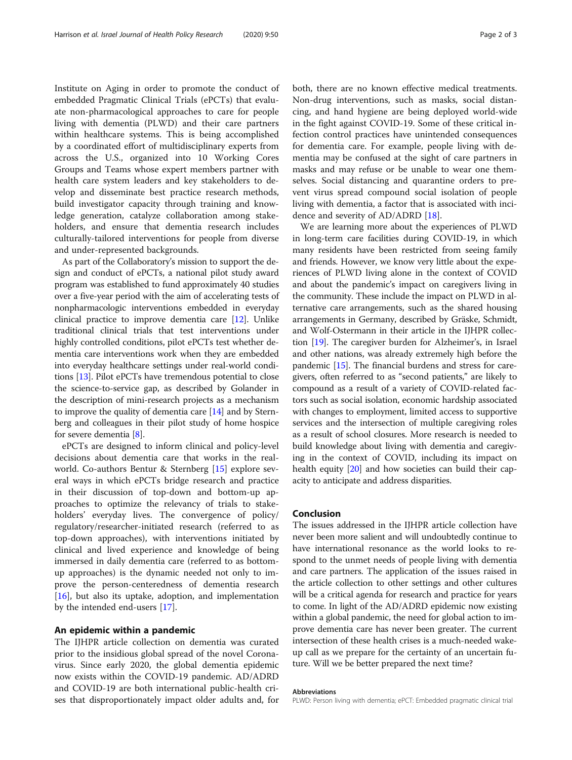Institute on Aging in order to promote the conduct of embedded Pragmatic Clinical Trials (ePCTs) that evaluate non-pharmacological approaches to care for people living with dementia (PLWD) and their care partners within healthcare systems. This is being accomplished by a coordinated effort of multidisciplinary experts from across the U.S., organized into 10 Working Cores Groups and Teams whose expert members partner with health care system leaders and key stakeholders to develop and disseminate best practice research methods, build investigator capacity through training and knowledge generation, catalyze collaboration among stakeholders, and ensure that dementia research includes culturally-tailored interventions for people from diverse and under-represented backgrounds.

As part of the Collaboratory's mission to support the design and conduct of ePCTs, a national pilot study award program was established to fund approximately 40 studies over a five-year period with the aim of accelerating tests of nonpharmacologic interventions embedded in everyday clinical practice to improve dementia care [12]. Unlike traditional clinical trials that test interventions under highly controlled conditions, pilot ePCTs test whether dementia care interventions work when they are embedded into everyday healthcare settings under real-world conditions [13]. Pilot ePCTs have tremendous potential to close the science-to-service gap, as described by Golander in the description of mini-research projects as a mechanism to improve the quality of dementia care [14] and by Sternberg and colleagues in their pilot study of home hospice for severe dementia [8].

ePCTs are designed to inform clinical and policy-level decisions about dementia care that works in the real-world. Co-authors Bentur & Sternberg [15] explore several ways in which ePCTs bridge research and practice in their discussion of top-down and bottom-up approaches to optimize the relevancy of trials to stakeholders' everyday lives. The convergence of policy/regulatory/researcher-initiated research (referred to as top-down approaches), with interventions initiated by clinical and lived experience and knowledge of being immersed in daily dementia care (referred to as bottom-up approaches) is the dynamic needed not only to improve the person-centeredness of dementia research [16], but also its uptake, adoption, and implementation by the intended end-users [17].

## An epidemic within a pandemic

The IJHPR article collection on dementia was curated prior to the insidious global spread of the novel Coronavirus. Since early 2020, the global dementia epidemic now exists within the COVID-19 pandemic. AD/ADRD and COVID-19 are both international public-health crises that disproportionately impact older adults and, for both, there are no known effective medical treatments. Non-drug interventions, such as masks, social distancing, and hand hygiene are being deployed world-wide in the fight against COVID-19. Some of these critical infection control practices have unintended consequences for dementia care. For example, people living with dementia may be confused at the sight of care partners in masks and may refuse or be unable to wear one themselves. Social distancing and quarantine orders to prevent virus spread compound social isolation of people living with dementia, a factor that is associated with incidence and severity of AD/ADRD [18].

We are learning more about the experiences of PLWD in long-term care facilities during COVID-19, in which many residents have been restricted from seeing family and friends. However, we know very little about the experiences of PLWD living alone in the context of COVID and about the pandemic's impact on caregivers living in the community. These include the impact on PLWD in alternative care arrangements, such as the shared housing arrangements in Germany, described by Gräske, Schmidt, and Wolf-Ostermann in their article in the IJHPR collection [19]. The caregiver burden for Alzheimer's, in Israel and other nations, was already extremely high before the pandemic [15]. The financial burdens and stress for caregivers, often referred to as "second patients," are likely to compound as a result of a variety of COVID-related factors such as social isolation, economic hardship associated with changes to employment, limited access to supportive services and the intersection of multiple caregiving roles as a result of school closures. More research is needed to build knowledge about living with dementia and caregiving in the context of COVID, including its impact on health equity [20] and how societies can build their capacity to anticipate and address disparities.

## Conclusion

The issues addressed in the IJHPR article collection have never been more salient and will undoubtedly continue to have international resonance as the world looks to respond to the unmet needs of people living with dementia and care partners. The application of the issues raised in the article collection to other settings and other cultures will be a critical agenda for research and practice for years to come. In light of the AD/ADRD epidemic now existing within a global pandemic, the need for global action to improve dementia care has never been greater. The current intersection of these health crises is a much-needed wake-up call as we prepare for the certainty of an uncertain future. Will we be better prepared the next time?

#### Abbreviations

PLWD: Person living with dementia; ePCT: Embedded pragmatic clinical trial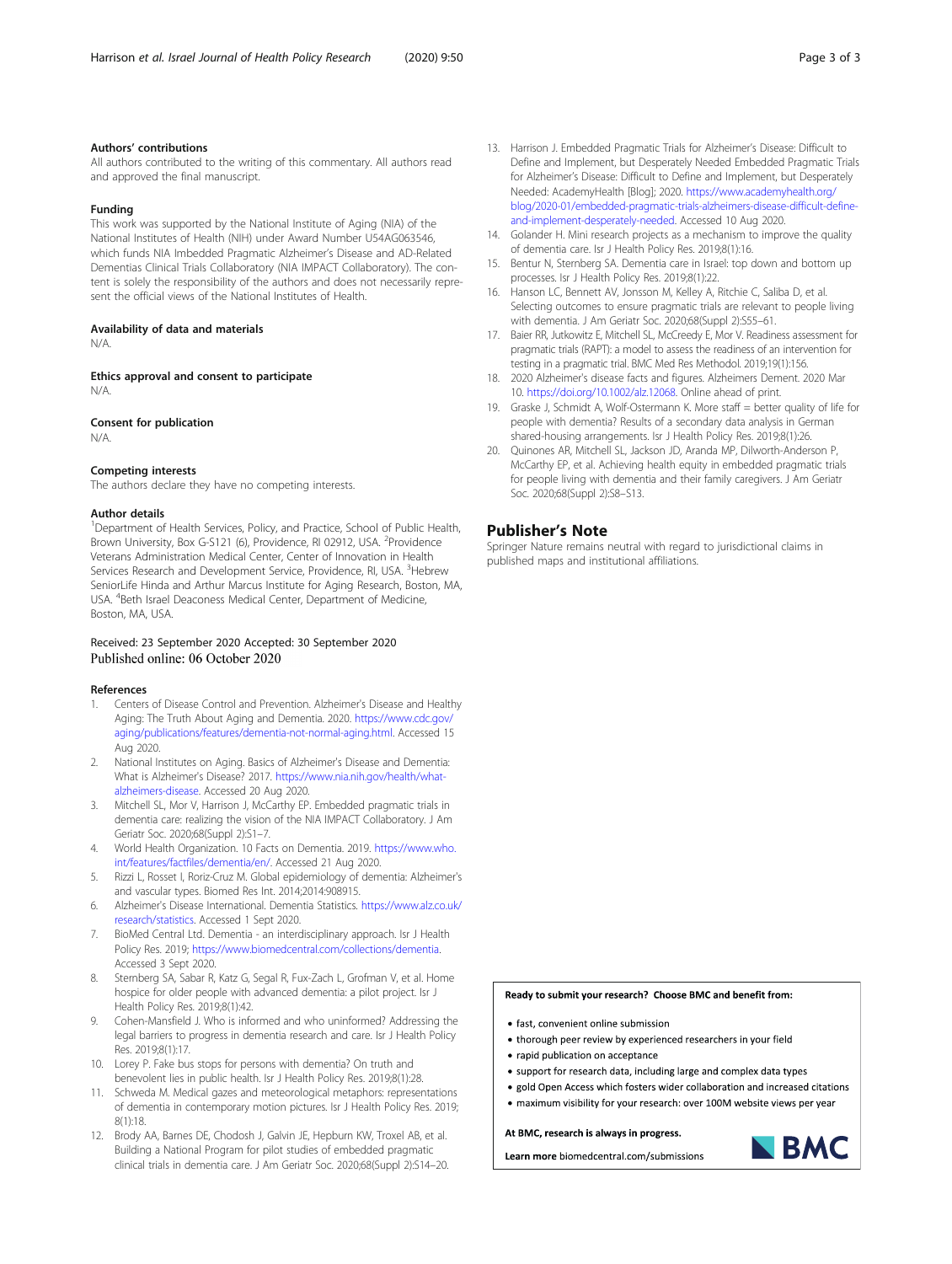### Authors' contributions

All authors contributed to the writing of this commentary. All authors read and approved the final manuscript.

### Funding

This work was supported by the National Institute of Aging (NIA) of the National Institutes of Health (NIH) under Award Number U54AG063546, which funds NIA Imbedded Pragmatic Alzheimer's Disease and AD-Related Dementias Clinical Trials Collaboratory (NIA IMPACT Collaboratory). The content is solely the responsibility of the authors and does not necessarily represent the official views of the National Institutes of Health.

### Availability of data and materials

N/A.

### Ethics approval and consent to participate

N/A.

### Consent for publication

N/A.

### Competing interests

The authors declare they have no competing interests.

### Author details

[1]Department of Health Services, Policy, and Practice, School of Public Health, Brown University, Box G-S121 (6), Providence, RI 02912, USA. [2]Providence Veterans Administration Medical Center, Center of Innovation in Health Services Research and Development Service, Providence, RI, USA. [3]Hebrew SeniorLife Hinda and Arthur Marcus Institute for Aging Research, Boston, MA, USA. [4]Beth Israel Deaconess Medical Center, Department of Medicine, Boston, MA, USA.

Received: 23 September 2020 Accepted: 30 September 2020
Published online: 06 October 2020

### References

1. Centers of Disease Control and Prevention. Alzheimer's Disease and Healthy Aging: The Truth About Aging and Dementia. 2020. https://www.cdc.gov/aging/publications/features/dementia-not-normal-aging.html. Accessed 15 Aug 2020.
2. National Institutes on Aging. Basics of Alzheimer's Disease and Dementia: What is Alzheimer's Disease? 2017. https://www.nia.nih.gov/health/what-alzheimers-disease. Accessed 20 Aug 2020.
3. Mitchell SL, Mor V, Harrison J, McCarthy EP. Embedded pragmatic trials in dementia care: realizing the vision of the NIA IMPACT Collaboratory. J Am Geriatr Soc. 2020;68(Suppl 2):S1–7.
4. World Health Organization. 10 Facts on Dementia. 2019. https://www.who.int/features/factfiles/dementia/en/. Accessed 21 Aug 2020.
5. Rizzi L, Rosset I, Roriz-Cruz M. Global epidemiology of dementia: Alzheimer's and vascular types. Biomed Res Int. 2014;2014:908915.
6. Alzheimer's Disease International. Dementia Statistics. https://www.alz.co.uk/research/statistics. Accessed 1 Sept 2020.
7. BioMed Central Ltd. Dementia - an interdisciplinary approach. Isr J Health Policy Res. 2019; https://www.biomedcentral.com/collections/dementia. Accessed 3 Sept 2020.
8. Sternberg SA, Sabar R, Katz G, Segal R, Fux-Zach L, Grofman V, et al. Home hospice for older people with advanced dementia: a pilot project. Isr J Health Policy Res. 2019;8(1):42.
9. Cohen-Mansfield J. Who is informed and who uninformed? Addressing the legal barriers to progress in dementia research and care. Isr J Health Policy Res. 2019;8(1):17.
10. Lorey P. Fake bus stops for persons with dementia? On truth and benevolent lies in public health. Isr J Health Policy Res. 2019;8(1):28.
11. Schweda M. Medical gazes and meteorological metaphors: representations of dementia in contemporary motion pictures. Isr J Health Policy Res. 2019; 8(1):18.
12. Brody AA, Barnes DE, Chodosh J, Galvin JE, Hepburn KW, Troxel AB, et al. Building a National Program for pilot studies of embedded pragmatic clinical trials in dementia care. J Am Geriatr Soc. 2020;68(Suppl 2):S14–20.
13. Harrison J. Embedded Pragmatic Trials for Alzheimer's Disease: Difficult to Define and Implement, but Desperately Needed Embedded Pragmatic Trials for Alzheimer's Disease: Difficult to Define and Implement, but Desperately Needed: AcademyHealth [Blog]; 2020. https://www.academyhealth.org/blog/2020-01/embedded-pragmatic-trials-alzheimers-disease-difficult-define-and-implement-desperately-needed. Accessed 10 Aug 2020.
14. Golander H. Mini research projects as a mechanism to improve the quality of dementia care. Isr J Health Policy Res. 2019;8(1):16.
15. Bentur N, Sternberg SA. Dementia care in Israel: top down and bottom up processes. Isr J Health Policy Res. 2019;8(1):22.
16. Hanson LC, Bennett AV, Jonsson M, Kelley A, Ritchie C, Saliba D, et al. Selecting outcomes to ensure pragmatic trials are relevant to people living with dementia. J Am Geriatr Soc. 2020;68(Suppl 2):S55–61.
17. Baier RR, Jutkowitz E, Mitchell SL, McCreedy E, Mor V. Readiness assessment for pragmatic trials (RAPT): a model to assess the readiness of an intervention for testing in a pragmatic trial. BMC Med Res Methodol. 2019;19(1):156.
18. 2020 Alzheimer's disease facts and figures. Alzheimers Dement. 2020 Mar 10. https://doi.org/10.1002/alz.12068. Online ahead of print.
19. Graske J, Schmidt A, Wolf-Ostermann K. More staff = better quality of life for people with dementia? Results of a secondary data analysis in German shared-housing arrangements. Isr J Health Policy Res. 2019;8(1):26.
20. Quinones AR, Mitchell SL, Jackson JD, Aranda MP, Dilworth-Anderson P, McCarthy EP, et al. Achieving health equity in embedded pragmatic trials for people living with dementia and their family caregivers. J Am Geriatr Soc. 2020;68(Suppl 2):S8–S13.

## Publisher's Note

Springer Nature remains neutral with regard to jurisdictional claims in published maps and institutional affiliations.

**Ready to submit your research? Choose BMC and benefit from:**

- fast, convenient online submission
- thorough peer review by experienced researchers in your field
- rapid publication on acceptance
- support for research data, including large and complex data types
- gold Open Access which fosters wider collaboration and increased citations
- maximum visibility for your research: over 100M website views per year

**At BMC, research is always in progress.**

**Learn more** biomedcentral.com/submissions

BMC